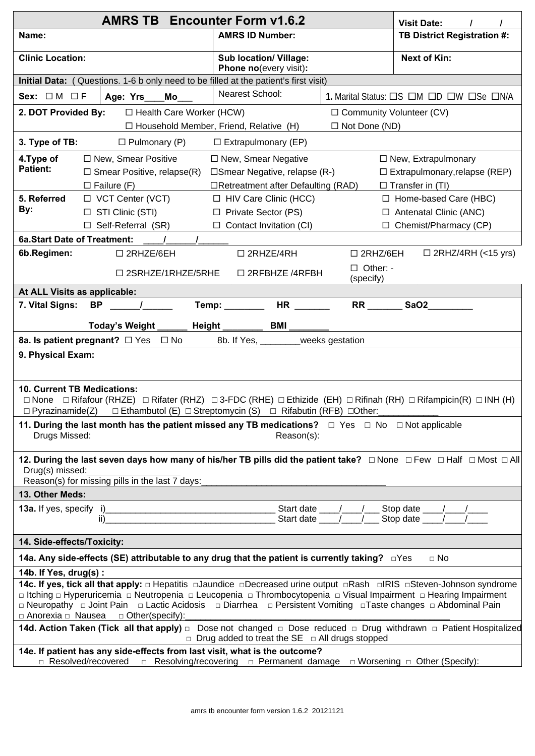# AMRS TB Encounter Form v1.6.2

**Visit Date:** / /

| **Name:** | **AMRS ID Number:** | **TB District Registration #:** |
|---|---|---|
| **Clinic Location:** | **Sub location/ Village:** **Phone no**(every visit)**:** | **Next of Kin:** |

**Initial Data:** ( Questions. 1-6 b only need to be filled at the patient's first visit)

**Sex:** ☐ M ☐ F | **Age: Yrs\_\_\_\_Mo\_\_\_** | Nearest School: | **1.** Marital Status: ☐S ☐M ☐D ☐W ☐Se ☐N/A

**2. DOT Provided By:** ☐ Health Care Worker (HCW) ☐ Community Volunteer (CV) ☐ Household Member, Friend, Relative (H) ☐ Not Done (ND)

**3. Type of TB:** ☐ Pulmonary (P) ☐ Extrapulmonary (EP)

**4.Type of Patient:**
☐ New, Smear Positive ☐ New, Smear Negative ☐ New, Extrapulmonary
☐ Smear Positive, relapse(R) ☐Smear Negative, relapse (R-) ☐ Extrapulmonary,relapse (REP)
☐ Failure (F) ☐Retreatment after Defaulting (RAD) ☐ Transfer in (TI)

**5. Referred By:**
☐ VCT Center (VCT) ☐ HIV Care Clinic (HCC) ☐ Home-based Care (HBC)
☐ STI Clinic (STI) ☐ Private Sector (PS) ☐ Antenatal Clinic (ANC)
☐ Self-Referral (SR) ☐ Contact Invitation (CI) ☐ Chemist/Pharmacy (CP)

**6a.Start Date of Treatment:** \_\_\_\_/\_\_\_\_\_\_/\_\_\_\_\_\_

**6b.Regimen:** ☐ 2RHZE/6EH ☐ 2RHZE/4RH ☐ 2RHZ/6EH ☐ 2RHZ/4RH (<15 yrs)
☐ 2SRHZE/1RHZE/5RHE ☐ 2RFBHZE /4RFBH ☐ Other: - (specify)

**At ALL Visits as applicable:**

**7. Vital Signs: BP \_\_\_\_\_\_/\_\_\_\_\_\_ Temp: \_\_\_\_\_\_\_\_ HR \_\_\_\_\_\_\_ RR \_\_\_\_\_\_\_ SaO2\_\_\_\_\_\_\_\_\_**

**Today's Weight \_\_\_\_\_\_ Height \_\_\_\_\_\_\_\_ BMI \_\_\_\_\_\_\_\_**

**8a. Is patient pregnant?** ☐ Yes ☐ No 8b. If Yes, \_\_\_\_\_\_\_\_weeks gestation

**9. Physical Exam:**

**10. Current TB Medications:**
□ None □ Rifafour (RHZE) □ Rifater (RHZ) □ 3-FDC (RHE) □ Ethizide (EH) □ Rifinah (RH) □ Rifampicin(R) □ INH (H) □ Pyrazinamide(Z) □ Ethambutol (E) □ Streptomycin (S) □ Rifabutin (RFB) □Other:\_\_\_\_\_\_\_\_\_\_\_\_

**11. During the last month has the patient missed any TB medications?** □ Yes □ No □ Not applicable
Drugs Missed: Reason(s):

**12. During the last seven days how many of his/her TB pills did the patient take?** □ None □ Few □ Half □ Most □ All
Drug(s) missed:\_\_\_\_\_\_\_\_\_\_\_\_\_\_\_\_\_\_
Reason(s) for missing pills in the last 7 days:\_\_\_\_\_\_\_\_\_\_\_\_\_\_\_\_\_\_\_\_\_\_\_\_\_\_\_\_\_\_\_\_\_\_\_\_\_

**13. Other Meds:**

**13a.** If yes, specify i)\_\_\_\_\_\_\_\_\_\_\_\_\_\_\_\_\_\_\_\_\_\_\_\_\_\_\_\_\_\_\_\_\_\_ Start date \_\_\_\_/\_\_\_\_/\_\_\_ Stop date \_\_\_\_/\_\_\_\_/\_\_\_\_
ii)\_\_\_\_\_\_\_\_\_\_\_\_\_\_\_\_\_\_\_\_\_\_\_\_\_\_\_\_\_\_\_\_\_\_ Start date \_\_\_\_/\_\_\_\_/\_\_\_ Stop date \_\_\_\_/\_\_\_\_/\_\_\_\_

**14. Side-effects/Toxicity:**

**14a. Any side-effects (SE) attributable to any drug that the patient is currently taking?** □Yes □ No

**14b. If Yes, drug(s) :**

**14c. If yes, tick all that apply:** □ Hepatitis □Jaundice □Decreased urine output □Rash □IRIS □Steven-Johnson syndrome □ Itching □ Hyperuricemia □ Neutropenia □ Leucopenia □ Thrombocytopenia □ Visual Impairment □ Hearing Impairment □ Neuropathy □ Joint Pain □ Lactic Acidosis □ Diarrhea □ Persistent Vomiting □Taste changes □ Abdominal Pain □ Anorexia □ Nausea □ Other(specify):\_\_\_\_\_\_\_\_\_\_\_\_\_\_\_\_\_\_\_\_\_\_\_\_\_\_\_\_\_\_\_\_\_\_\_\_\_\_\_\_\_\_\_\_\_\_\_\_\_\_\_\_\_\_

**14d. Action Taken (Tick all that apply)** □ Dose not changed □ Dose reduced □ Drug withdrawn □ Patient Hospitalized □ Drug added to treat the SE □ All drugs stopped

**14e. If patient has any side-effects from last visit, what is the outcome?**
□ Resolved/recovered □ Resolving/recovering □ Permanent damage □ Worsening □ Other (Specify):

amrs tb encounter form version 1.6.2 20121121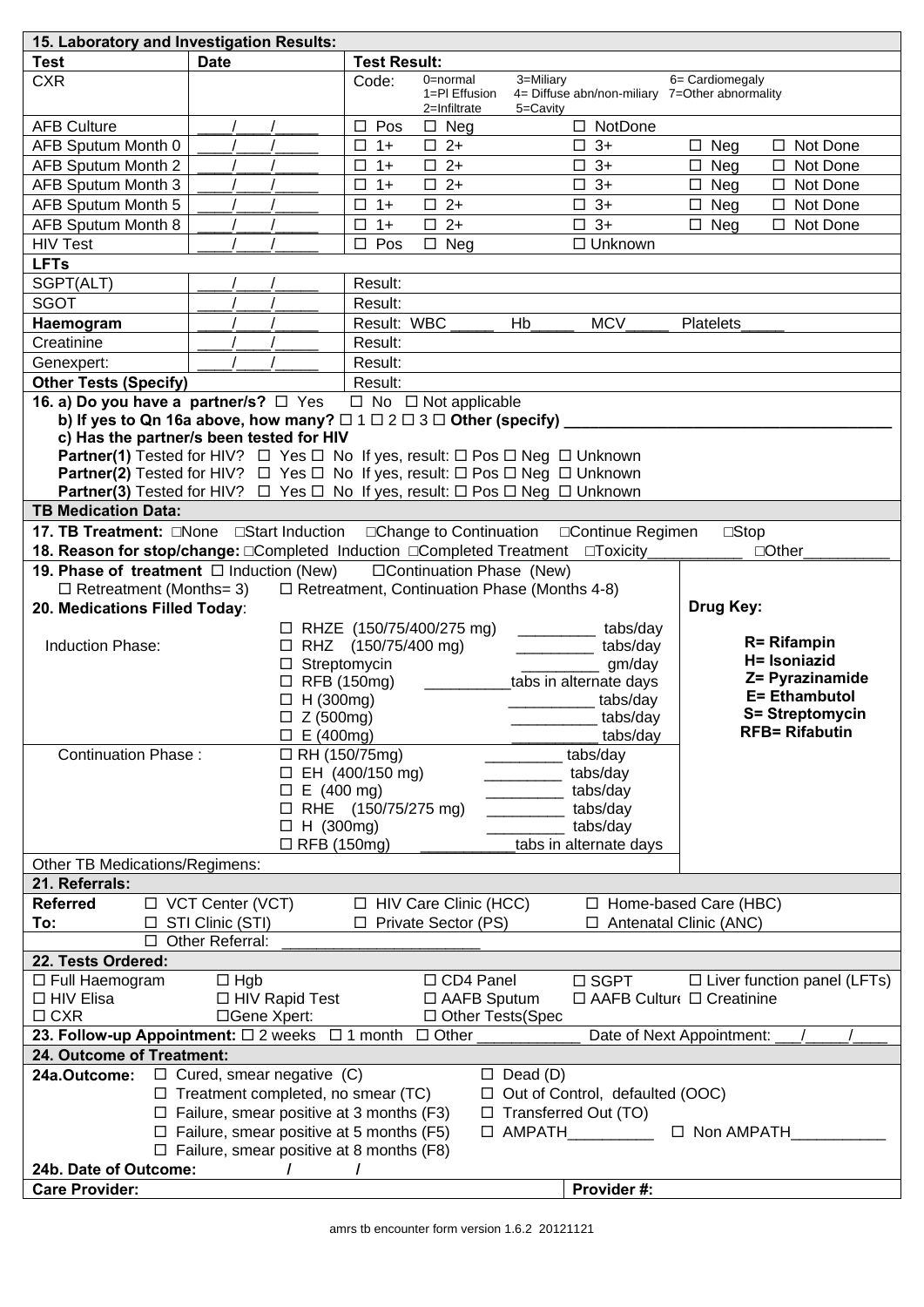## 15. Laboratory and Investigation Results:

| Test | Date | Test Result: | | | | |
|---|---|---|---|---|---|---|
| CXR | | Code: 0=normal 1=Pl Effusion 2=Infiltrate 3=Miliary 4= Diffuse abn/non-miliary 5=Cavity 6= Cardiomegaly 7=Other abnormality | | | | |
| AFB Culture | ____/____/_____ | ☐ Pos | ☐ Neg | ☐ NotDone | | |
| AFB Sputum Month 0 | ____/____/_____ | ☐ 1+ | ☐ 2+ | ☐ 3+ | ☐ Neg | ☐ Not Done |
| AFB Sputum Month 2 | ____/____/_____ | ☐ 1+ | ☐ 2+ | ☐ 3+ | ☐ Neg | ☐ Not Done |
| AFB Sputum Month 3 | ____/____/_____ | ☐ 1+ | ☐ 2+ | ☐ 3+ | ☐ Neg | ☐ Not Done |
| AFB Sputum Month 5 | ____/____/_____ | ☐ 1+ | ☐ 2+ | ☐ 3+ | ☐ Neg | ☐ Not Done |
| AFB Sputum Month 8 | ____/____/_____ | ☐ 1+ | ☐ 2+ | ☐ 3+ | ☐ Neg | ☐ Not Done |
| HIV Test | ____/____/_____ | ☐ Pos | ☐ Neg | ☐ Unknown | | |
| **LFTs** | | | | | | |
| SGPT(ALT) | ____/____/_____ | Result: | | | | |
| SGOT | ____/____/_____ | Result: | | | | |
| **Haemogram** | ____/____/_____ | Result: WBC _____ | Hb_____ | MCV_____ | Platelets_____ | |
| Creatinine | ____/____/_____ | Result: | | | | |
| Genexpert: | ____/____/_____ | Result: | | | | |
| **Other Tests (Specify)** | | Result: | | | | |

**16. a) Do you have a partner/s?** ☐ Yes ☐ No ☐ Not applicable

**b) If yes to Qn 16a above, how many?** ☐ 1 ☐ 2 ☐ 3 ☐ **Other (specify)** ______________________

**c) Has the partner/s been tested for HIV**

**Partner(1)** Tested for HIV? ☐ Yes ☐ No If yes, result: ☐ Pos ☐ Neg ☐ Unknown

**Partner(2)** Tested for HIV? ☐ Yes ☐ No If yes, result: ☐ Pos ☐ Neg ☐ Unknown

**Partner(3)** Tested for HIV? ☐ Yes ☐ No If yes, result: ☐ Pos ☐ Neg ☐ Unknown

## TB Medication Data:

**17. TB Treatment:** ☐None ☐Start Induction ☐Change to Continuation ☐Continue Regimen ☐Stop

**18. Reason for stop/change:** ☐Completed Induction ☐Completed Treatment ☐Toxicity___________ ☐Other__________

**19. Phase of treatment** ☐ Induction (New) ☐Continuation Phase (New)

☐ Retreatment (Months= 3) ☐ Retreatment, Continuation Phase (Months 4-8)

**20. Medications Filled Today**:

Induction Phase:

- ☐ RHZE (150/75/400/275 mg) _________ tabs/day
- ☐ RHZ (150/75/400 mg) _________ tabs/day
- ☐ Streptomycin _________ gm/day
- ☐ RFB (150mg) _________tabs in alternate days
- ☐ H (300mg) __________ tabs/day
- ☐ Z (500mg) __________ tabs/day
- ☐ E (400mg) __________ tabs/day

Continuation Phase :

- ☐ RH (150/75mg) _________ tabs/day
- ☐ EH (400/150 mg) _________ tabs/day
- ☐ E (400 mg) _________ tabs/day
- ☐ RHE (150/75/275 mg) _________ tabs/day
- ☐ H (300mg) _________ tabs/day
- ☐ RFB (150mg) ___________tabs in alternate days

**Drug Key:**

**R= Rifampin**
**H= Isoniazid**
**Z= Pyrazinamide**
**E= Ethambutol**
**S= Streptomycin**
**RFB= Rifabutin**

Other TB Medications/Regimens:

## 21. Referrals:

**Referred To:** ☐ VCT Center (VCT) ☐ HIV Care Clinic (HCC) ☐ Home-based Care (HBC)
☐ STI Clinic (STI) ☐ Private Sector (PS) ☐ Antenatal Clinic (ANC)
☐ Other Referral: ________________________

## 22. Tests Ordered:

☐ Full Haemogram ☐ Hgb ☐ CD4 Panel ☐ SGPT ☐ Liver function panel (LFTs)
☐ HIV Elisa ☐ HIV Rapid Test ☐ AAFB Sputum ☐ AAFB Cultur ☐ Creatinine
☐ CXR ☐Gene Xpert: ☐ Other Tests(Spec

**23. Follow-up Appointment:** ☐ 2 weeks ☐ 1 month ☐ Other ____________ Date of Next Appointment: ___/_____/____

## 24. Outcome of Treatment:

**24a.Outcome:**

- ☐ Cured, smear negative (C)
- ☐ Treatment completed, no smear (TC)
- ☐ Failure, smear positive at 3 months (F3)
- ☐ Failure, smear positive at 5 months (F5)
- ☐ Failure, smear positive at 8 months (F8)
- ☐ Dead (D)
- ☐ Out of Control, defaulted (OOC)
- ☐ Transferred Out (TO)
- ☐ AMPATH__________ ☐ Non AMPATH___________

**24b. Date of Outcome:** / /

**Care Provider:** **Provider #:**

amrs tb encounter form version 1.6.2 20121121